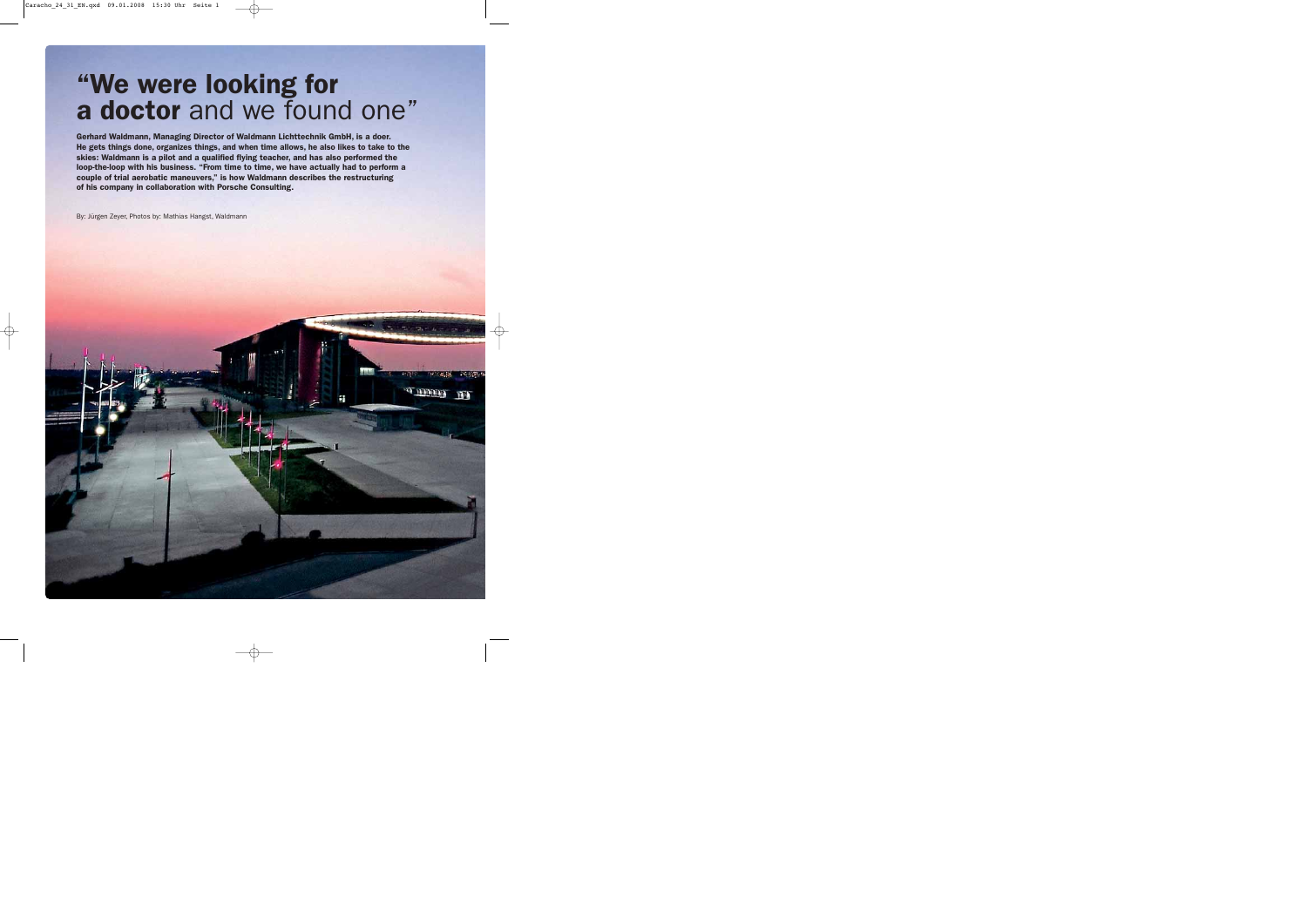# “We were looking for a doctor and we found one”

**Gerhard Waldmann, Managing Director of Waldmann Lichttechnik GmbH, is a doer. He gets things done, organizes things, and when time allows, he also likes to take to the skies: Waldmann is a pilot and a qualified flying teacher, and has also performed the loop-the-loop with his business. “From time to time, we have actually had to perform a couple of trial aerobatic maneuvers,” is how Waldmann describes the restructuring of his company in collaboration with Porsche Consulting.**

By: Jürgen Zeyer, Photos by: Mathias Hangst, Waldmann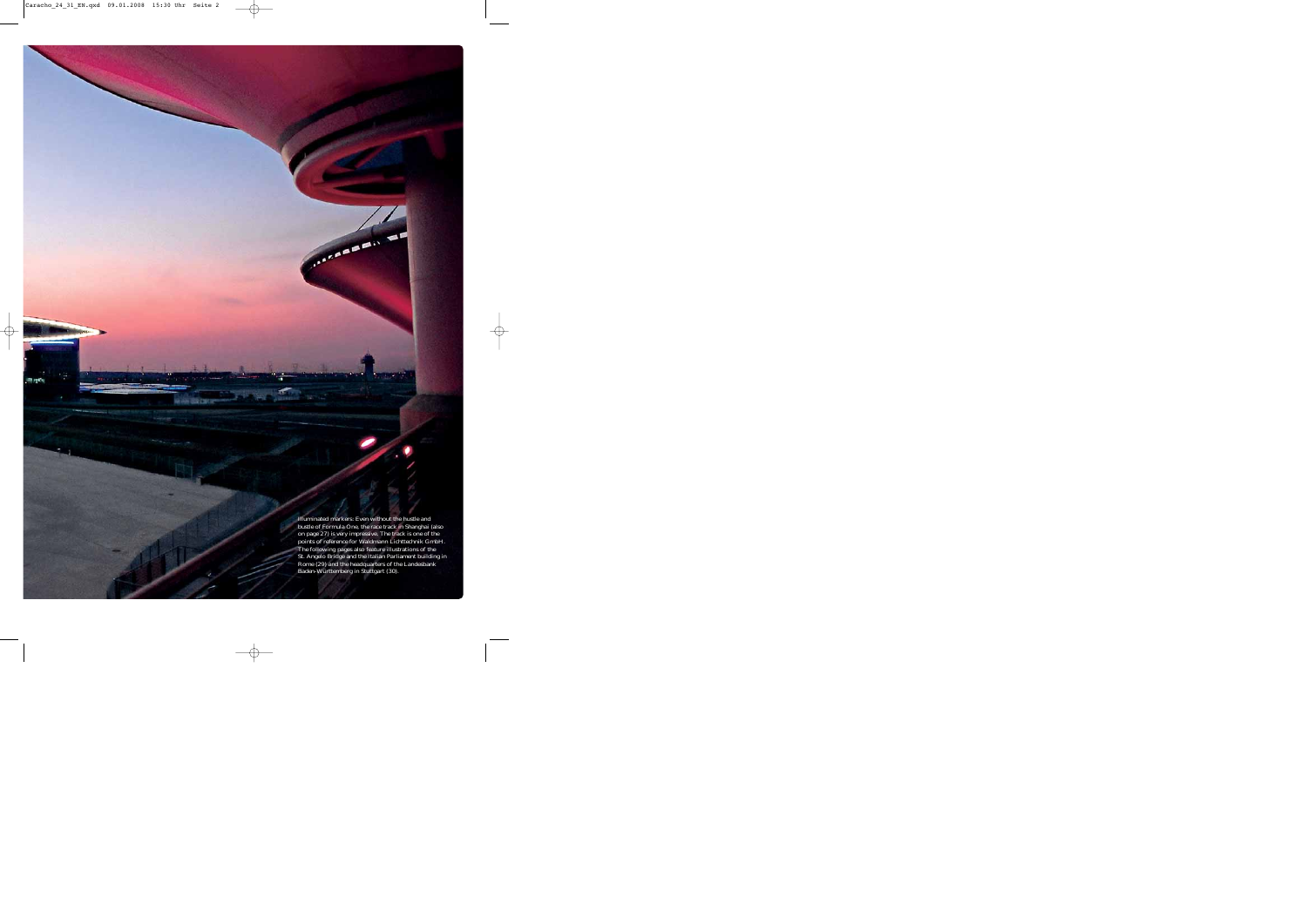Illuminated markers: Even without the hustle and bustle of Formula One, the race track in Shanghai (also on page 27) is very impressive. The track is one of the points of reference for Waldmann Lichttechnik GmbH. The following pages also feature illustrations of the St. Angelo Bridge and the Italian Parliament building in Rome (29) and the headquarters of the Landesbank Baden-Württemberg in Stuttgart (30).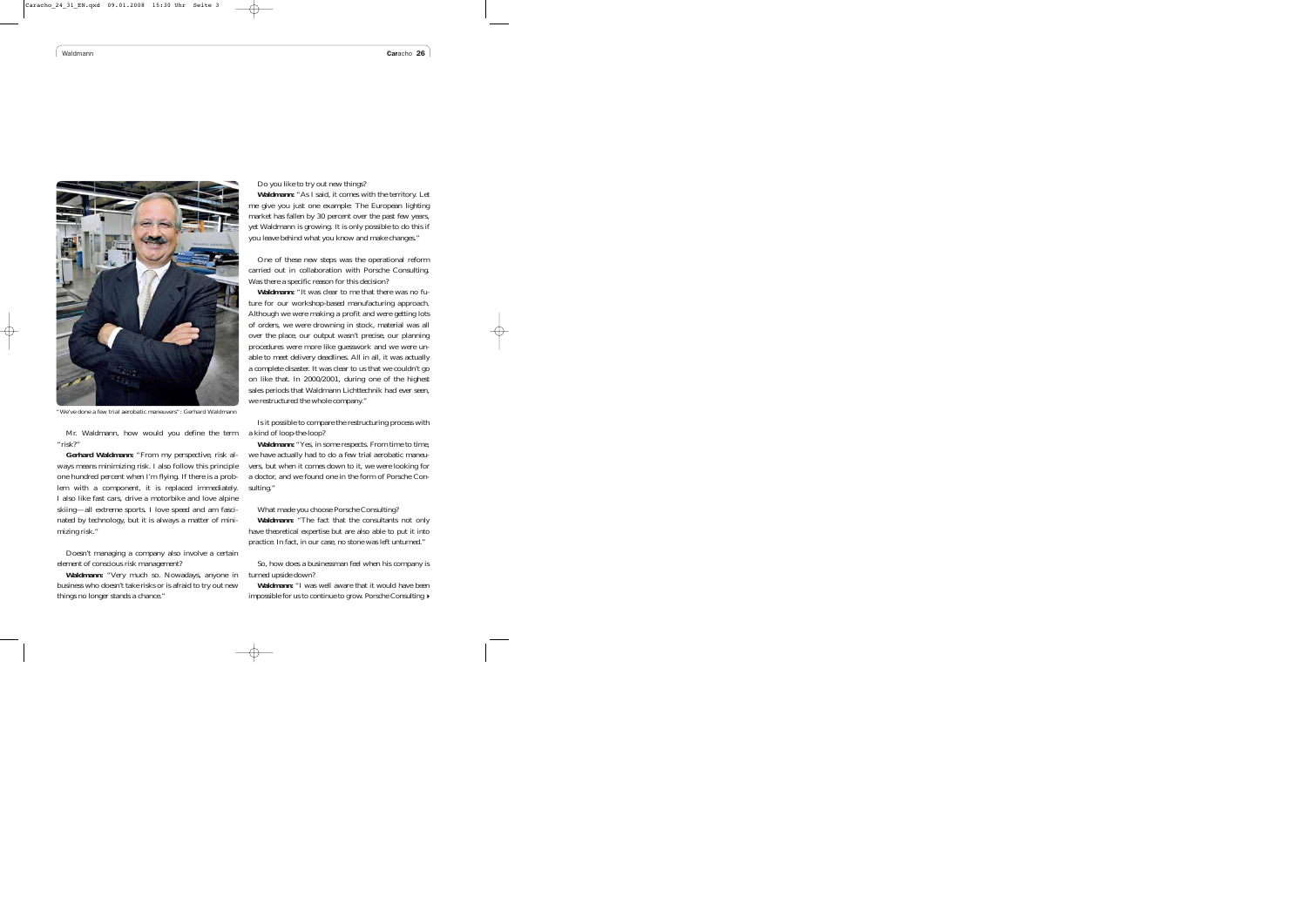"We've done a few trial aerobatic maneuvers": Gerhard Waldmann

Mr. Waldmann, how would you define the term "risk?"

**Gerhard Waldmann:** "From my perspective, risk always means minimizing risk. I also follow this principle one hundred percent when I'm flying. If there is a problem with a component, it is replaced immediately. I also like fast cars, drive a motorbike and love alpine skiing—all extreme sports. I love speed and am fascinated by technology, but it is always a matter of minimizing risk."

Doesn't managing a company also involve a certain element of conscious risk management?

**Waldmann:** "Very much so. Nowadays, anyone in business who doesn't take risks or is afraid to try out new things no longer stands a chance."

Do you like to try out new things?

**Waldmann:** "As I said, it comes with the territory. Let me give you just one example: The European lighting market has fallen by 30 percent over the past few years, yet Waldmann is growing. It is only possible to do this if you leave behind what you know and make changes."

One of these new steps was the operational reform carried out in collaboration with Porsche Consulting. Was there a specific reason for this decision?

**Waldmann:** "It was clear to me that there was no future for our workshop-based manufacturing approach. Although we were making a profit and were getting lots of orders, we were drowning in stock, material was all over the place, our output wasn't precise, our planning procedures were more like guesswork and we were unable to meet delivery deadlines. All in all, it was actually a complete disaster. It was clear to us that we couldn't go on like that. In 2000/2001, during one of the highest sales periods that Waldmann Lichttechnik had ever seen, we restructured the whole company."

Is it possible to compare the restructuring process with a kind of loop-the-loop?

**Waldmann:** "Yes, in some respects. From time to time, we have actually had to do a few trial aerobatic maneuvers, but when it comes down to it, we were looking for a doctor, and we found one in the form of Porsche Consulting."

What made you choose Porsche Consulting?

**Waldmann:** "The fact that the consultants not only have theoretical expertise but are also able to put it into practice. In fact, in our case, no stone was left unturned."

So, how does a businessman feel when his company is turned upside down?

**Waldmann:** "I was well aware that it would have been impossible for us to continue to grow. Porsche Consulting ▸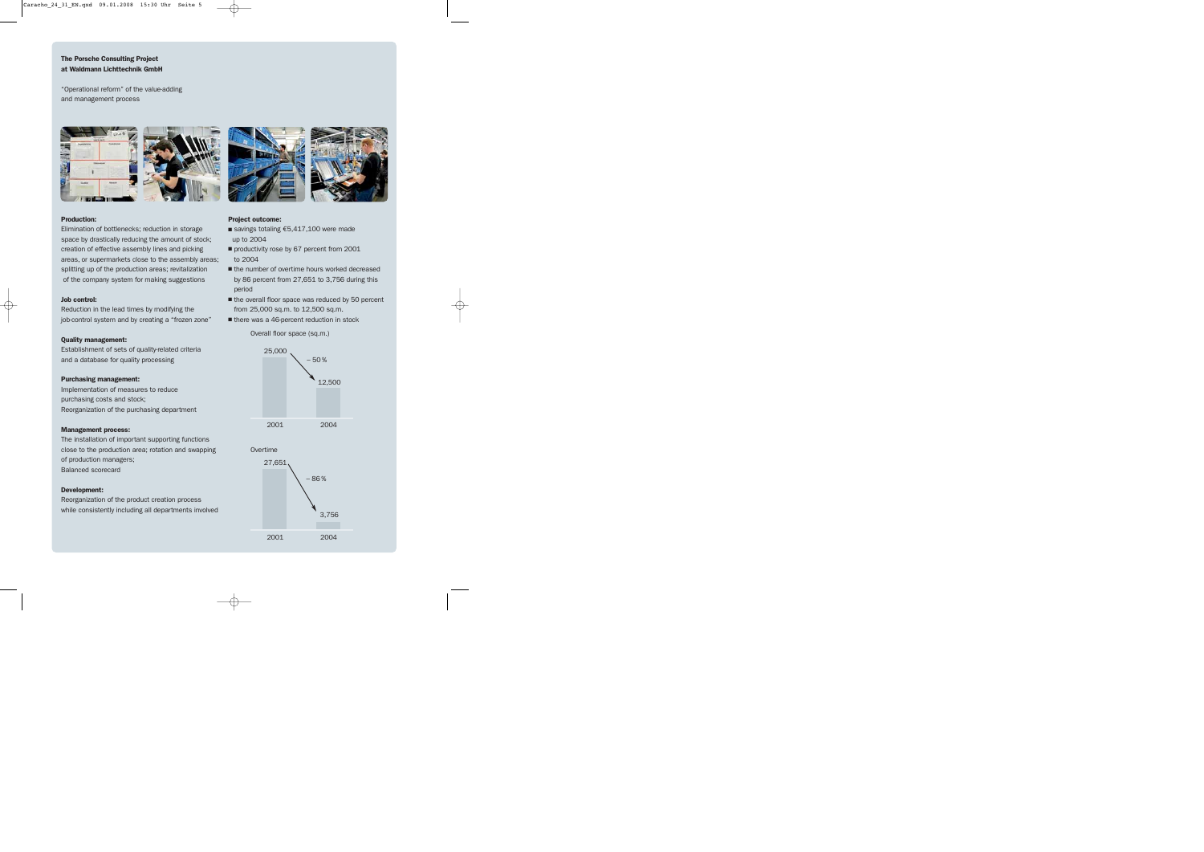**The Porsche Consulting Project at Waldmann Lichttechnik GmbH**

"Operational reform" of the value-adding and management process

**Production:**
Elimination of bottlenecks; reduction in storage space by drastically reducing the amount of stock; creation of effective assembly lines and picking areas, or supermarkets close to the assembly areas; splitting up of the production areas; revitalization of the company system for making suggestions

**Job control:**
Reduction in the lead times by modifying the job-control system and by creating a "frozen zone"

**Quality management:**
Establishment of sets of quality-related criteria and a database for quality processing

**Purchasing management:**
Implementation of measures to reduce purchasing costs and stock;
Reorganization of the purchasing department

**Management process:**
The installation of important supporting functions close to the production area; rotation and swapping of production managers;
Balanced scorecard

**Development:**
Reorganization of the product creation process while consistently including all departments involved

**Project outcome:**

- savings totaling €5,417,100 were made up to 2004
- productivity rose by 67 percent from 2001 to 2004
- the number of overtime hours worked decreased by 86 percent from 27,651 to 3,756 during this period
- the overall floor space was reduced by 50 percent from 25,000 sq.m. to 12,500 sq.m.
- there was a 46-percent reduction in stock

Overall floor space (sq.m.)

| 2001 | 2004 | Change |
|---|---|---|
| 25,000 | 12,500 | – 50 % |

Overtime

| 2001 | 2004 | Change |
|---|---|---|
| 27,651 | 3,756 | – 86 % |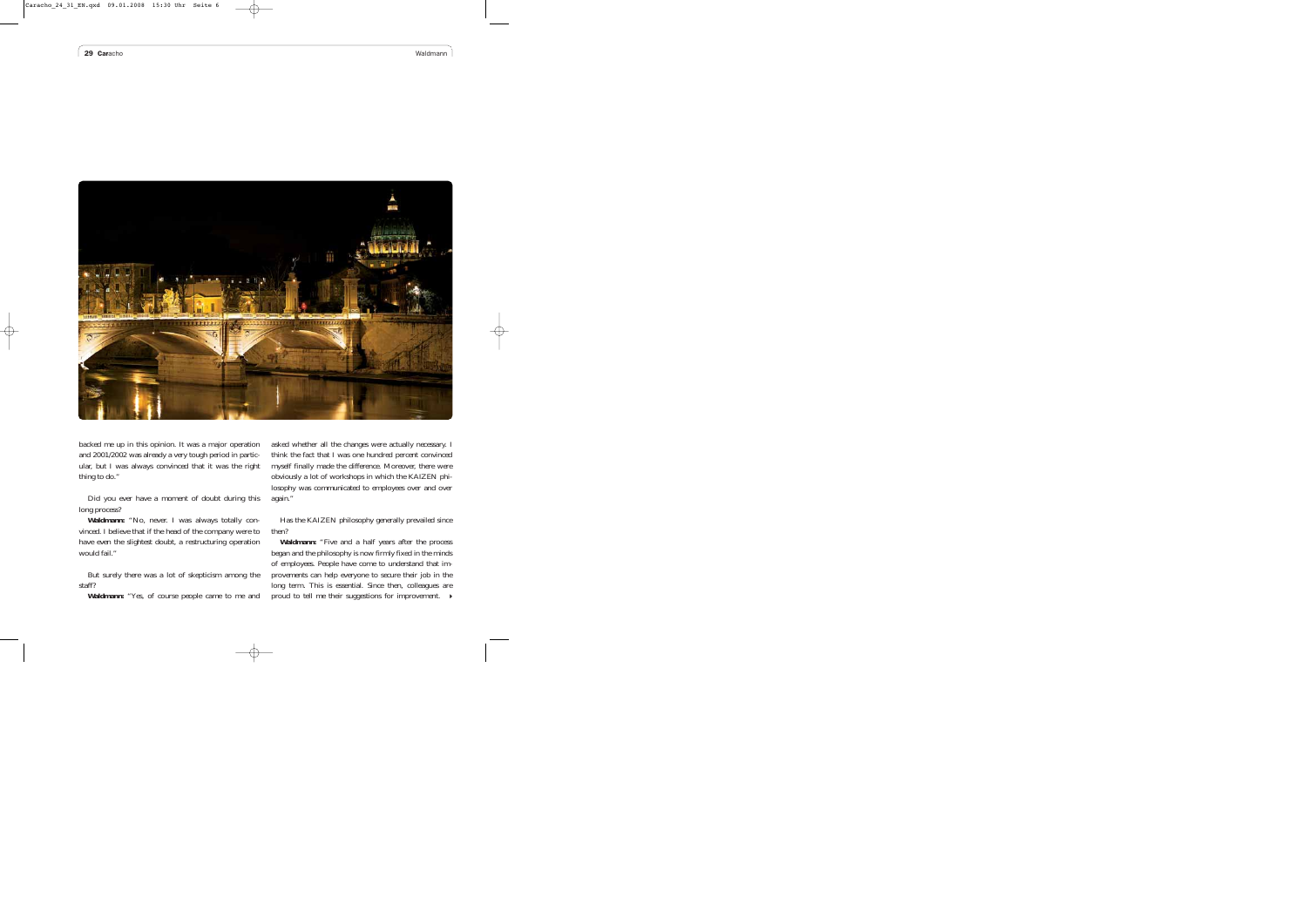backed me up in this opinion. It was a major operation and 2001/2002 was already a very tough period in particular, but I was always convinced that it was the right thing to do."

Did you ever have a moment of doubt during this long process?

**Waldmann:** "No, never. I was always totally convinced. I believe that if the head of the company were to have even the slightest doubt, a restructuring operation would fail."

But surely there was a lot of skepticism among the staff?

**Waldmann:** "Yes, of course people came to me and asked whether all the changes were actually necessary. I think the fact that I was one hundred percent convinced myself finally made the difference. Moreover, there were obviously a lot of workshops in which the KAIZEN philosophy was communicated to employees over and over again."

Has the KAIZEN philosophy generally prevailed since then?

**Waldmann:** "Five and a half years after the process began and the philosophy is now firmly fixed in the minds of employees. People have come to understand that improvements can help everyone to secure their job in the long term. This is essential. Since then, colleagues are proud to tell me their suggestions for improvement.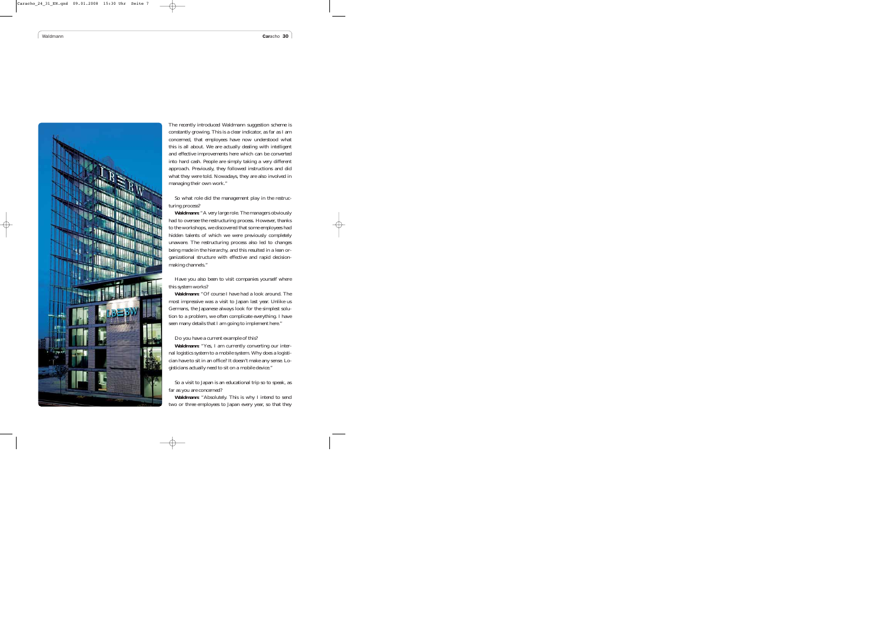The recently introduced Waldmann suggestion scheme is constantly growing. This is a clear indicator, as far as I am concerned, that employees have now understood what this is all about. We are actually dealing with intelligent and effective improvements here which can be converted into hard cash. People are simply taking a very different approach. Previously, they followed instructions and did what they were told. Nowadays, they are also involved in managing their own work."

So what role did the management play in the restructuring process?

**Waldmann:** "A very large role. The managers obviously had to oversee the restructuring process. However, thanks to the workshops, we discovered that some employees had hidden talents of which we were previously completely unaware. The restructuring process also led to changes being made in the hierarchy, and this resulted in a lean organizational structure with effective and rapid decision-making channels."

Have you also been to visit companies yourself where this system works?

**Waldmann:** "Of course I have had a look around. The most impressive was a visit to Japan last year. Unlike us Germans, the Japanese always look for the simplest solution to a problem, we often complicate everything. I have seen many details that I am going to implement here."

Do you have a current example of this?

**Waldmann:** "Yes, I am currently converting our internal logistics system to a mobile system. Why does a logistician have to sit in an office? It doesn't make any sense. Logisticians actually need to sit on a mobile device."

So a visit to Japan is an educational trip so to speak, as far as you are concerned?

**Waldmann:** "Absolutely. This is why I intend to send two or three employees to Japan every year, so that they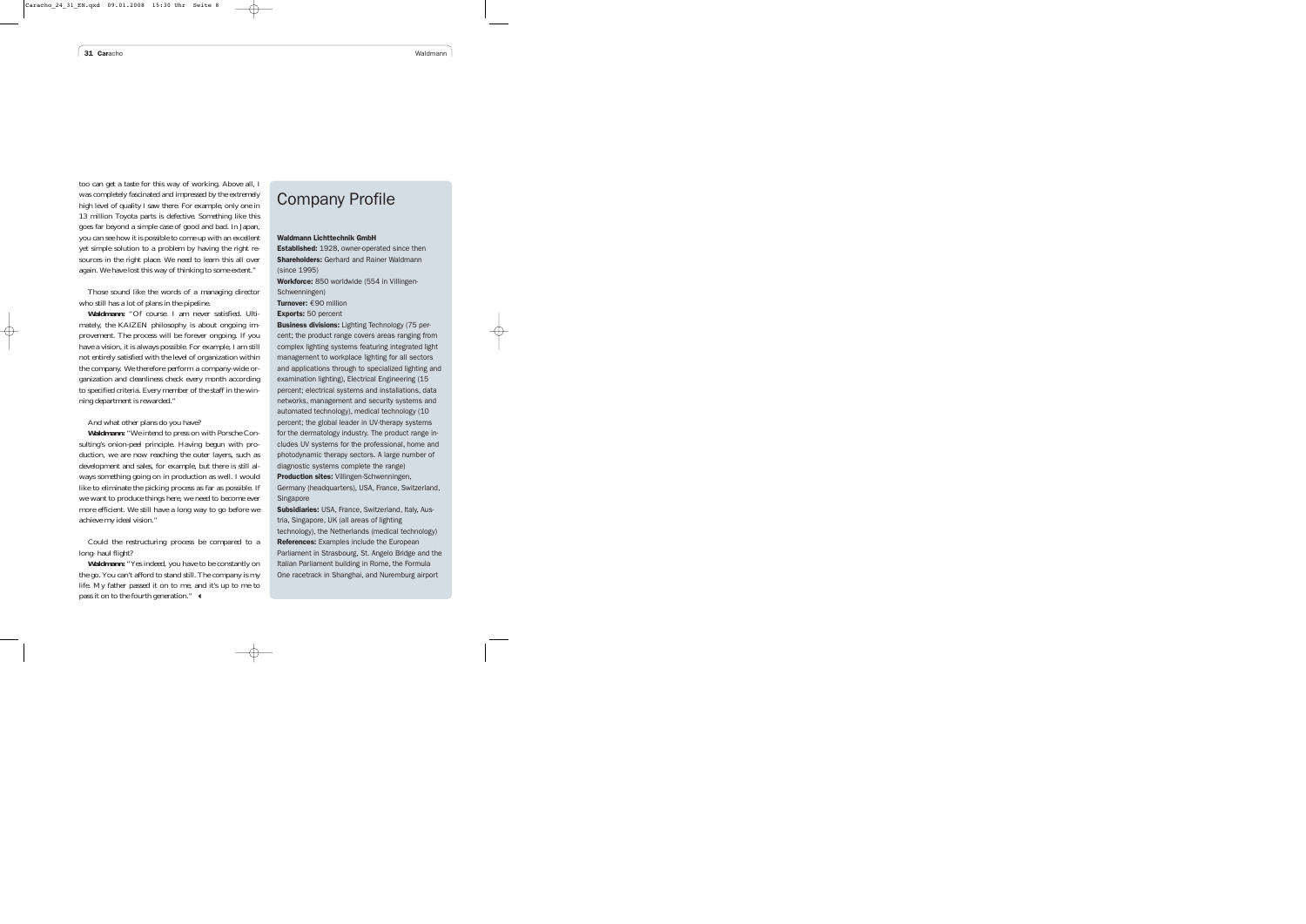too can get a taste for this way of working. Above all, I was completely fascinated and impressed by the extremely high level of quality I saw there. For example, only one in 13 million Toyota parts is defective. Something like this goes far beyond a simple case of good and bad. In Japan, you can see how it is possible to come up with an excellent yet simple solution to a problem by having the right resources in the right place. We need to learn this all over again. We have lost this way of thinking to some extent."

Those sound like the words of a managing director who still has a lot of plans in the pipeline.

**Waldmann:** "Of course. I am never satisfied. Ultimately, the KAIZEN philosophy is about ongoing improvement. The process will be forever ongoing. If you have a vision, it is always possible. For example, I am still not entirely satisfied with the level of organization within the company. We therefore perform a company-wide organization and cleanliness check every month according to specified criteria. Every member of the staff in the winning department is rewarded."

And what other plans do you have?

**Waldmann:** "We intend to press on with Porsche Consulting's onion-peel principle. Having begun with production, we are now reaching the outer layers, such as development and sales, for example, but there is still always something going on in production as well. I would like to eliminate the picking process as far as possible. If we want to produce things here, we need to become ever more efficient. We still have a long way to go before we achieve my ideal vision."

Could the restructuring process be compared to a long- haul flight?

**Waldmann:** "Yes indeed, you have to be constantly on the go. You can't afford to stand still. The company is my life. My father passed it on to me, and it's up to me to pass it on to the fourth generation."

## Company Profile

**Waldmann Lichttechnik GmbH**

**Established:** 1928, owner-operated since then

**Shareholders:** Gerhard and Rainer Waldmann (since 1995)

**Workforce:** 850 worldwide (554 in Villingen-Schwenningen)

**Turnover:** €90 million

**Exports:** 50 percent

**Business divisions:** Lighting Technology (75 percent; the product range covers areas ranging from complex lighting systems featuring integrated light management to workplace lighting for all sectors and applications through to specialized lighting and examination lighting), Electrical Engineering (15 percent; electrical systems and installations, data networks, management and security systems and automated technology), medical technology (10 percent; the global leader in UV-therapy systems for the dermatology industry. The product range includes UV systems for the professional, home and photodynamic therapy sectors. A large number of diagnostic systems complete the range)

**Production sites:** Villingen-Schwenningen, Germany (headquarters), USA, France, Switzerland, Singapore

**Subsidiaries:** USA, France, Switzerland, Italy, Austria, Singapore, UK (all areas of lighting technology), the Netherlands (medical technology)

**References:** Examples include the European Parliament in Strasbourg, St. Angelo Bridge and the Italian Parliament building in Rome, the Formula One racetrack in Shanghai, and Nuremburg airport